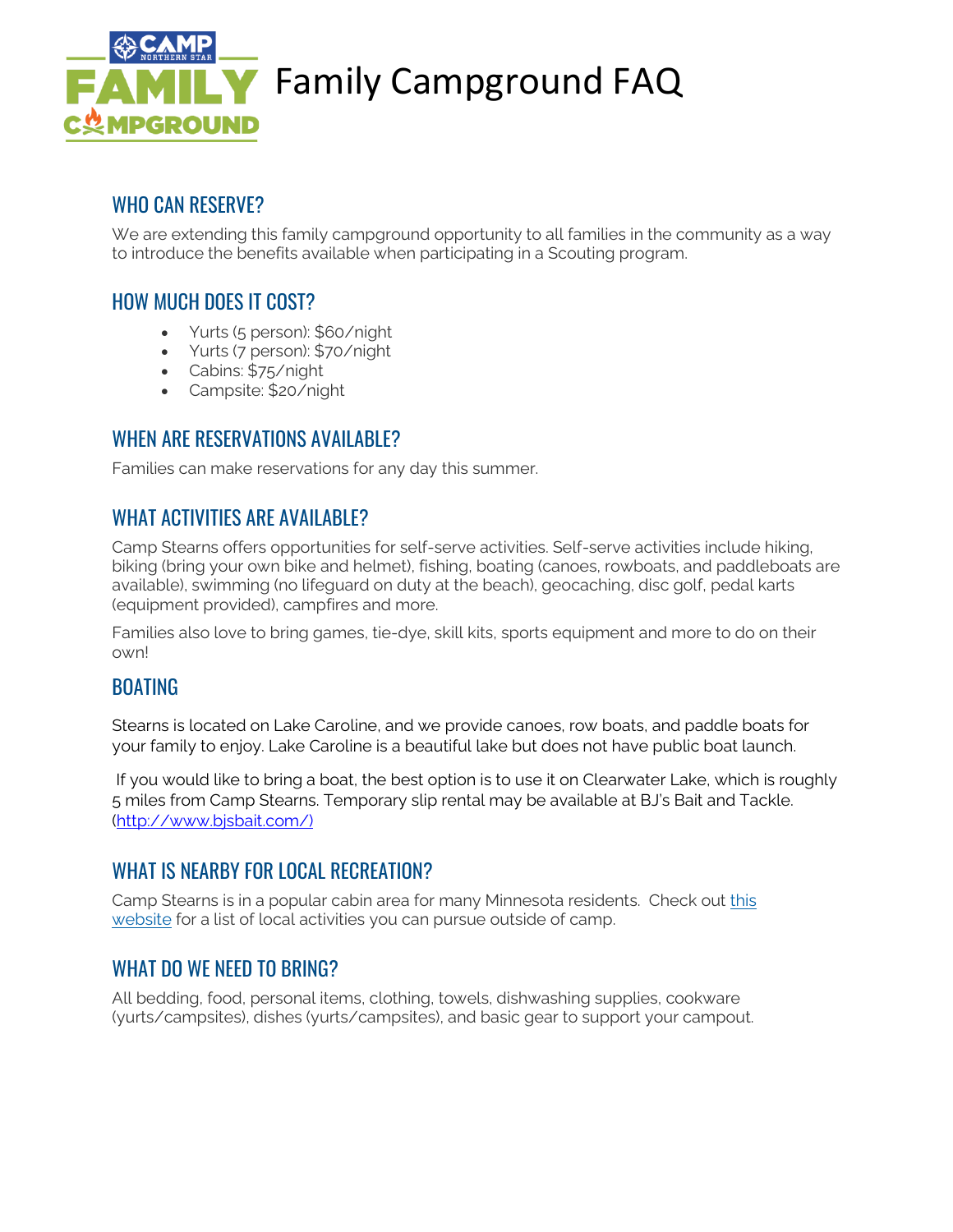# Family Campground FAQ

## WHO CAN RESERVE?

We are extending this family campground opportunity to all families in the community as a way to introduce the benefits available when participating in a Scouting program.

## HOW MUCH DOES IT COST?

- Yurts (5 person): $60/night
- Yurts (7 person): $70/night
- Cabins: $75/night
- Campsite: $20/night

## WHEN ARE RESERVATIONS AVAILABLE?

Families can make reservations for any day this summer.

## WHAT ACTIVITIES ARE AVAILABLE?

Camp Stearns offers opportunities for self-serve activities. Self-serve activities include hiking, biking (bring your own bike and helmet), fishing, boating (canoes, rowboats, and paddleboats are available), swimming (no lifeguard on duty at the beach), geocaching, disc golf, pedal karts (equipment provided), campfires and more.

Families also love to bring games, tie-dye, skill kits, sports equipment and more to do on their own!

## BOATING

Stearns is located on Lake Caroline, and we provide canoes, row boats, and paddle boats for your family to enjoy. Lake Caroline is a beautiful lake but does not have public boat launch.

If you would like to bring a boat, the best option is to use it on Clearwater Lake, which is roughly 5 miles from Camp Stearns. Temporary slip rental may be available at BJ's Bait and Tackle. (http://www.bjsbait.com/)

## WHAT IS NEARBY FOR LOCAL RECREATION?

Camp Stearns is in a popular cabin area for many Minnesota residents. Check out this website for a list of local activities you can pursue outside of camp.

## WHAT DO WE NEED TO BRING?

All bedding, food, personal items, clothing, towels, dishwashing supplies, cookware (yurts/campsites), dishes (yurts/campsites), and basic gear to support your campout.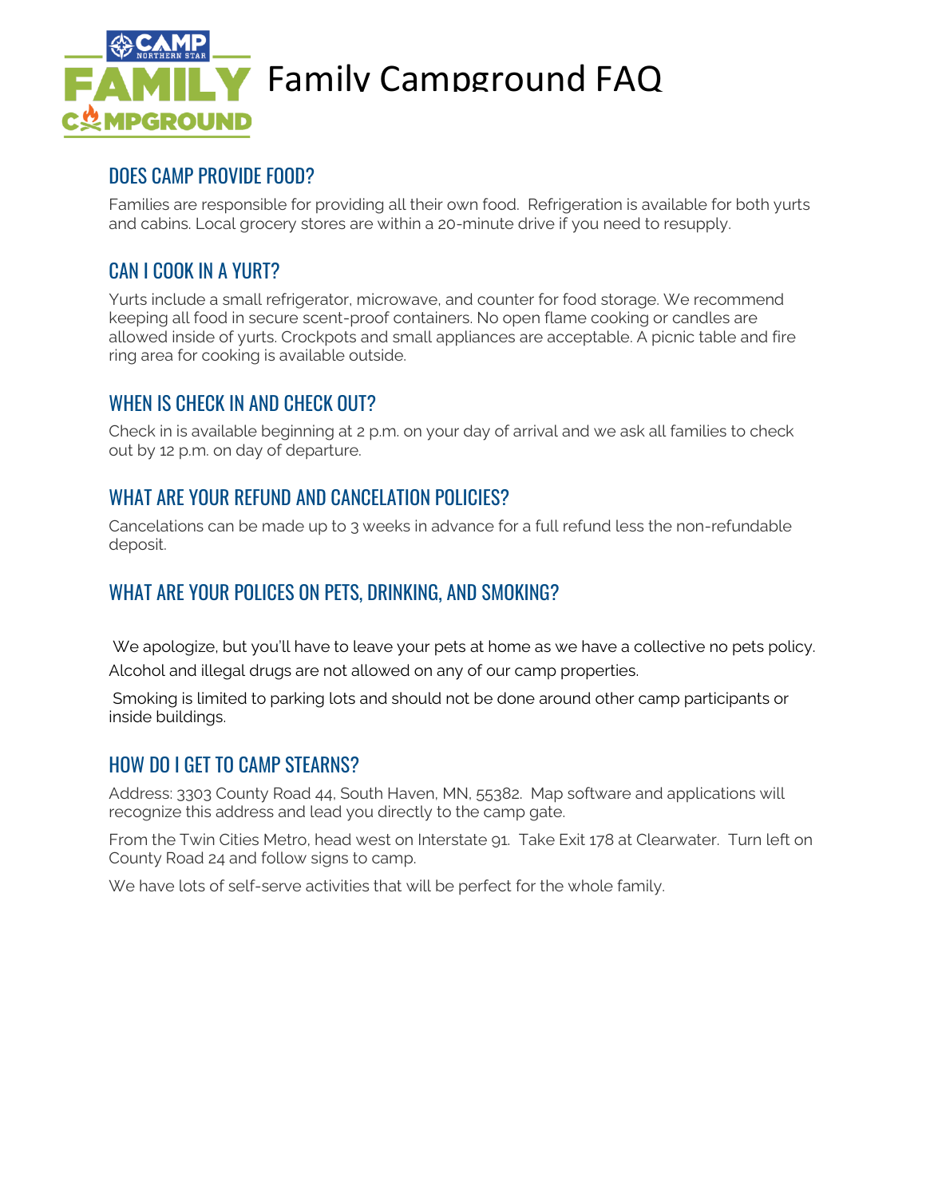# Family Campground FAQ

## DOES CAMP PROVIDE FOOD?

Families are responsible for providing all their own food. Refrigeration is available for both yurts and cabins. Local grocery stores are within a 20-minute drive if you need to resupply.

## CAN I COOK IN A YURT?

Yurts include a small refrigerator, microwave, and counter for food storage. We recommend keeping all food in secure scent-proof containers. No open flame cooking or candles are allowed inside of yurts. Crockpots and small appliances are acceptable. A picnic table and fire ring area for cooking is available outside.

## WHEN IS CHECK IN AND CHECK OUT?

Check in is available beginning at 2 p.m. on your day of arrival and we ask all families to check out by 12 p.m. on day of departure.

## WHAT ARE YOUR REFUND AND CANCELATION POLICIES?

Cancelations can be made up to 3 weeks in advance for a full refund less the non-refundable deposit.

## WHAT ARE YOUR POLICES ON PETS, DRINKING, AND SMOKING?

We apologize, but you'll have to leave your pets at home as we have a collective no pets policy.

Alcohol and illegal drugs are not allowed on any of our camp properties.

Smoking is limited to parking lots and should not be done around other camp participants or inside buildings.

## HOW DO I GET TO CAMP STEARNS?

Address: 3303 County Road 44, South Haven, MN, 55382. Map software and applications will recognize this address and lead you directly to the camp gate.

From the Twin Cities Metro, head west on Interstate 91. Take Exit 178 at Clearwater. Turn left on County Road 24 and follow signs to camp.

We have lots of self-serve activities that will be perfect for the whole family.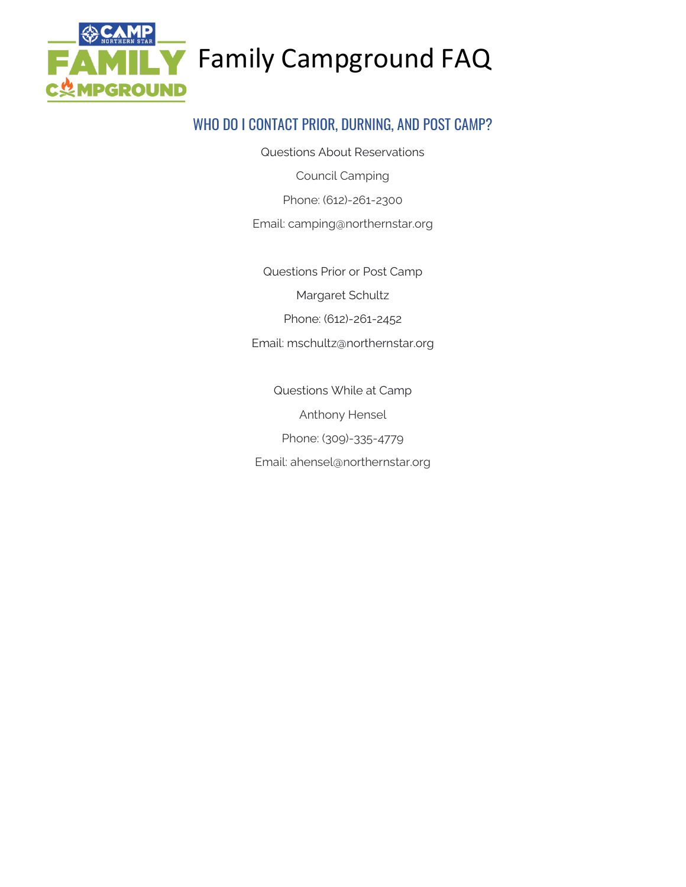# Family Campground FAQ

## WHO DO I CONTACT PRIOR, DURNING, AND POST CAMP?

Questions About Reservations

Council Camping

Phone: (612)-261-2300

Email: camping@northernstar.org

Questions Prior or Post Camp

Margaret Schultz

Phone: (612)-261-2452

Email: mschultz@northernstar.org

Questions While at Camp

Anthony Hensel

Phone: (309)-335-4779

Email: ahensel@northernstar.org